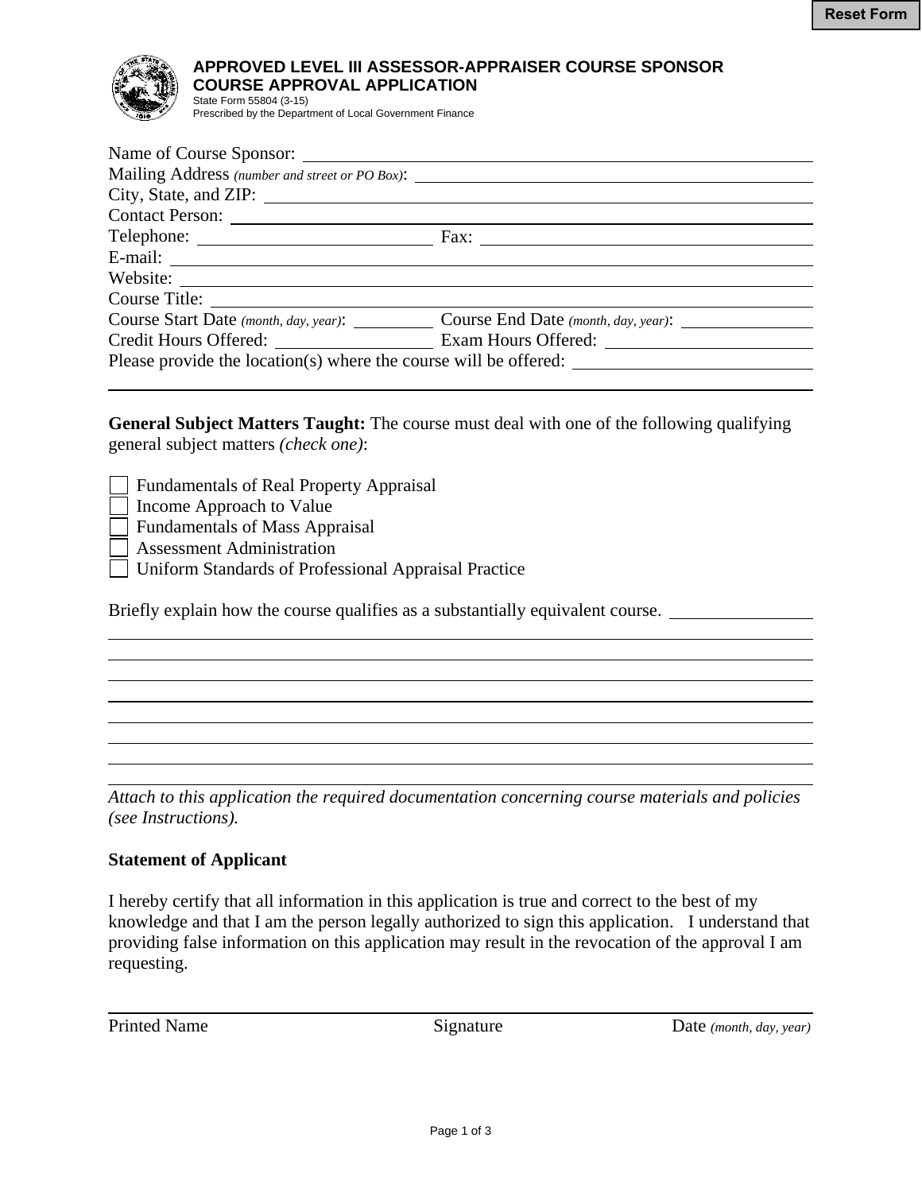# APPROVED LEVEL III ASSESSOR-APPRAISER COURSE SPONSOR COURSE APPROVAL APPLICATION

State Form 55804 (3-15)
Prescribed by the Department of Local Government Finance

Name of Course Sponsor: ____________________

Mailing Address *(number and street or PO Box)*: ____________________

City, State, and ZIP: ____________________

Contact Person: ____________________

Telephone: ____________________ Fax: ____________________

E-mail: ____________________

Website: ____________________

Course Title: ____________________

Course Start Date *(month, day, year)*: __________ Course End Date *(month, day, year)*: __________

Credit Hours Offered: __________ Exam Hours Offered: __________

Please provide the location(s) where the course will be offered: ____________________

____________________

**General Subject Matters Taught:** The course must deal with one of the following qualifying general subject matters *(check one)*:

- ☐ Fundamentals of Real Property Appraisal
- ☐ Income Approach to Value
- ☐ Fundamentals of Mass Appraisal
- ☐ Assessment Administration
- ☐ Uniform Standards of Professional Appraisal Practice

Briefly explain how the course qualifies as a substantially equivalent course. ____________________

____________________

____________________

____________________

____________________

____________________

____________________

____________________

*Attach to this application the required documentation concerning course materials and policies (see Instructions).*

**Statement of Applicant**

I hereby certify that all information in this application is true and correct to the best of my knowledge and that I am the person legally authorized to sign this application. I understand that providing false information on this application may result in the revocation of the approval I am requesting.

____________________

Printed Name | Signature | Date *(month, day, year)*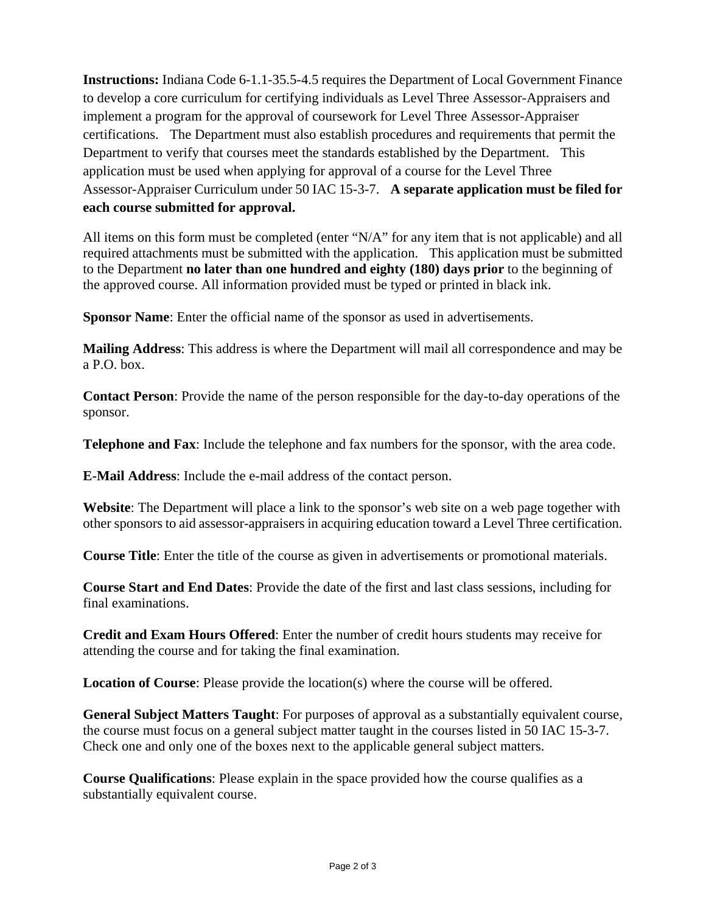**Instructions:** Indiana Code 6-1.1-35.5-4.5 requires the Department of Local Government Finance to develop a core curriculum for certifying individuals as Level Three Assessor-Appraisers and implement a program for the approval of coursework for Level Three Assessor-Appraiser certifications. The Department must also establish procedures and requirements that permit the Department to verify that courses meet the standards established by the Department. This application must be used when applying for approval of a course for the Level Three Assessor-Appraiser Curriculum under 50 IAC 15-3-7. **A separate application must be filed for each course submitted for approval.**

All items on this form must be completed (enter "N/A" for any item that is not applicable) and all required attachments must be submitted with the application. This application must be submitted to the Department **no later than one hundred and eighty (180) days prior** to the beginning of the approved course. All information provided must be typed or printed in black ink.

**Sponsor Name**: Enter the official name of the sponsor as used in advertisements.

**Mailing Address**: This address is where the Department will mail all correspondence and may be a P.O. box.

**Contact Person**: Provide the name of the person responsible for the day-to-day operations of the sponsor.

**Telephone and Fax**: Include the telephone and fax numbers for the sponsor, with the area code.

**E-Mail Address**: Include the e-mail address of the contact person.

**Website**: The Department will place a link to the sponsor's web site on a web page together with other sponsors to aid assessor-appraisers in acquiring education toward a Level Three certification.

**Course Title**: Enter the title of the course as given in advertisements or promotional materials.

**Course Start and End Dates**: Provide the date of the first and last class sessions, including for final examinations.

**Credit and Exam Hours Offered**: Enter the number of credit hours students may receive for attending the course and for taking the final examination.

**Location of Course**: Please provide the location(s) where the course will be offered.

**General Subject Matters Taught**: For purposes of approval as a substantially equivalent course, the course must focus on a general subject matter taught in the courses listed in 50 IAC 15-3-7. Check one and only one of the boxes next to the applicable general subject matters.

**Course Qualifications**: Please explain in the space provided how the course qualifies as a substantially equivalent course.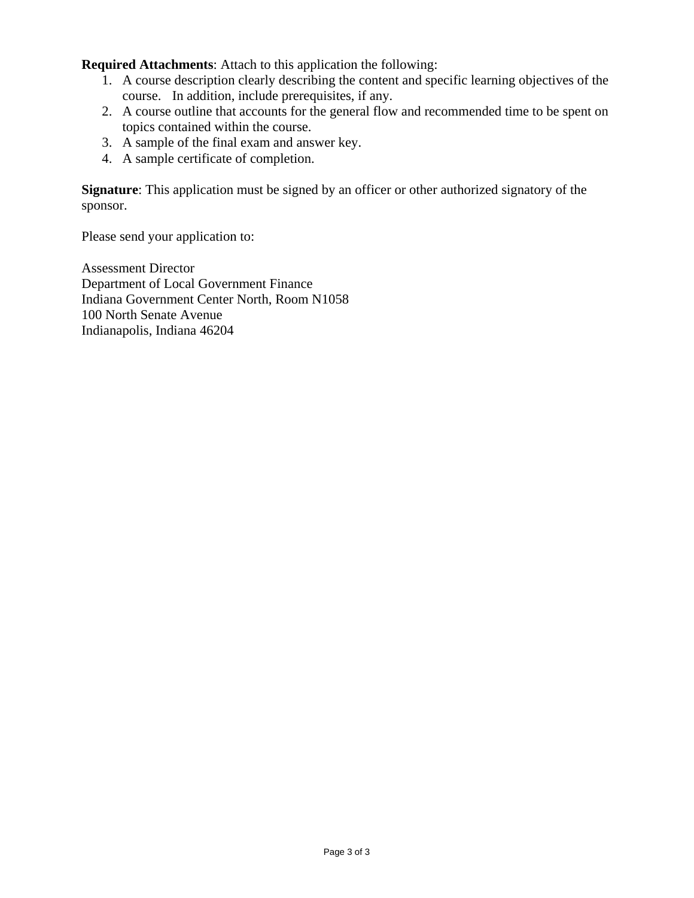**Required Attachments**: Attach to this application the following:

1. A course description clearly describing the content and specific learning objectives of the course. In addition, include prerequisites, if any.
2. A course outline that accounts for the general flow and recommended time to be spent on topics contained within the course.
3. A sample of the final exam and answer key.
4. A sample certificate of completion.

**Signature**: This application must be signed by an officer or other authorized signatory of the sponsor.

Please send your application to:

Assessment Director  
Department of Local Government Finance  
Indiana Government Center North, Room N1058  
100 North Senate Avenue  
Indianapolis, Indiana 46204